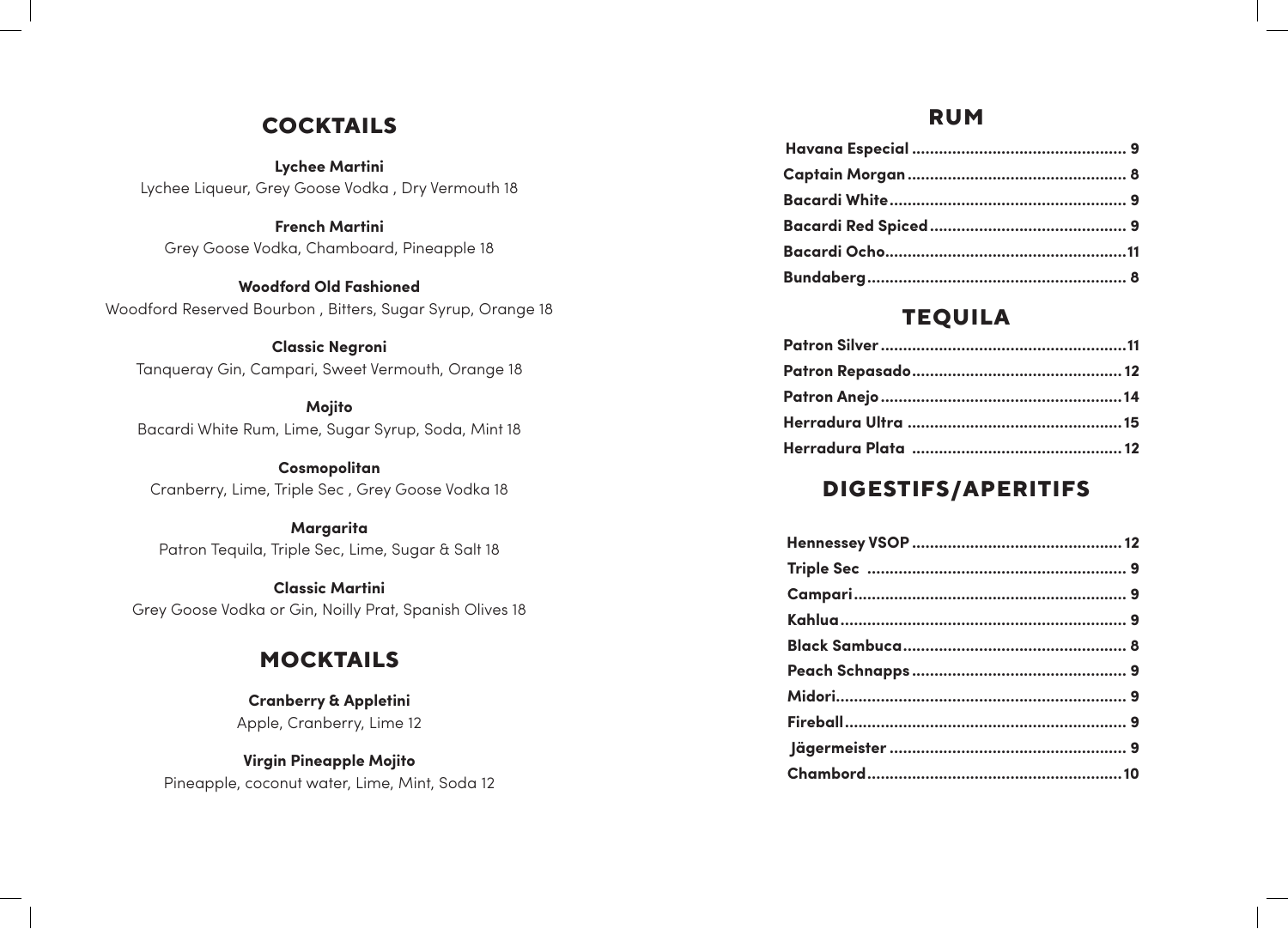## COCKTAILS

**Lychee Martini**
Lychee Liqueur, Grey Goose Vodka , Dry Vermouth 18

**French Martini**
Grey Goose Vodka, Chamboard, Pineapple 18

**Woodford Old Fashioned**
Woodford Reserved Bourbon , Bitters, Sugar Syrup, Orange 18

**Classic Negroni**
Tanqueray Gin, Campari, Sweet Vermouth, Orange 18

**Mojito**
Bacardi White Rum, Lime, Sugar Syrup, Soda, Mint 18

**Cosmopolitan**
Cranberry, Lime, Triple Sec , Grey Goose Vodka 18

**Margarita**
Patron Tequila, Triple Sec, Lime, Sugar & Salt 18

**Classic Martini**
Grey Goose Vodka or Gin, Noilly Prat, Spanish Olives 18

## MOCKTAILS

**Cranberry & Appletini**
Apple, Cranberry, Lime 12

**Virgin Pineapple Mojito**
Pineapple, coconut water, Lime, Mint, Soda 12

## RUM

**Havana Especial** ........ **9**
**Captain Morgan** ........ **8**
**Bacardi White** ........ **9**
**Bacardi Red Spiced** ........ **9**
**Bacardi Ocho** ........ **11**
**Bundaberg** ........ **8**

## TEQUILA

**Patron Silver** ........ **11**
**Patron Repasado** ........ **12**
**Patron Anejo** ........ **14**
**Herradura Ultra** ........ **15**
**Herradura Plata** ........ **12**

## DIGESTIFS/APERITIFS

**Hennessey VSOP** ........ **12**
**Triple Sec** ........ **9**
**Campari** ........ **9**
**Kahlua** ........ **9**
**Black Sambuca** ........ **8**
**Peach Schnapps** ........ **9**
**Midori** ........ **9**
**Fireball** ........ **9**
**Jägermeister** ........ **9**
**Chambord** ........ **10**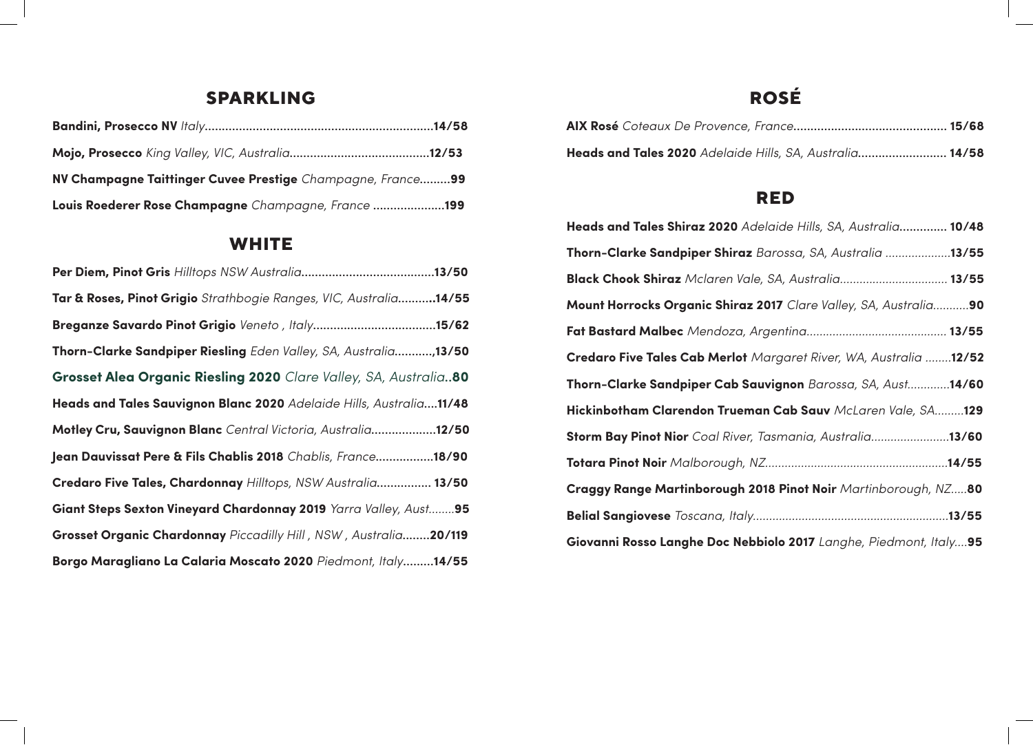## SPARKLING

**Bandini, Prosecco NV** *Italy*..................................................................**14/58**

**Mojo, Prosecco** *King Valley, VIC, Australia*........................................**12/53**

**NV Champagne Taittinger Cuvee Prestige** *Champagne, France*.........**99**

**Louis Roederer Rose Champagne** *Champagne, France* ....................**199**

## WHITE

**Per Diem, Pinot Gris** *Hilltops NSW Australia*......................................**13/50**

**Tar & Roses, Pinot Grigio** *Strathbogie Ranges, VIC, Australia*...........**14/55**

**Breganze Savardo Pinot Grigio** *Veneto , Italy*....................................**15/62**

**Thorn-Clarke Sandpiper Riesling** *Eden Valley, SA, Australia*...........,**13/50**

**Grosset Alea Organic Riesling 2020** *Clare Valley, SA, Australia*..**80**

**Heads and Tales Sauvignon Blanc 2020** *Adelaide Hills, Australia*....**11/48**

**Motley Cru, Sauvignon Blanc** *Central Victoria, Australia*...................**12/50**

**Jean Dauvissat Pere & Fils Chablis 2018** *Chablis, France*.................**18/90**

**Credaro Five Tales, Chardonnay** *Hilltops, NSW Australia*................ **13/50**

**Giant Steps Sexton Vineyard Chardonnay 2019** *Yarra Valley, Aust*........**95**

**Grosset Organic Chardonnay** *Piccadilly Hill , NSW , Australia*........**20/119**

**Borgo Maragliano La Calaria Moscato 2020** *Piedmont, Italy*.........**14/55**

## ROSÉ

**AIX Rosé** *Coteaux De Provence, France*............................................ **15/68**

**Heads and Tales 2020** *Adelaide Hills, SA, Australia*.......................... **14/58**

## RED

**Heads and Tales Shiraz 2020** *Adelaide Hills, SA, Australia*.............. **10/48**

**Thorn-Clarke Sandpiper Shiraz** *Barossa, SA, Australia* ....................**13/55**

**Black Chook Shiraz** *Mclaren Vale, SA, Australia*................................ **13/55**

**Mount Horrocks Organic Shiraz 2017** *Clare Valley, SA, Australia*...........**90**

**Fat Bastard Malbec** *Mendoza, Argentina*.......................................... **13/55**

**Credaro Five Tales Cab Merlot** *Margaret River, WA, Australia* ........**12/52**

**Thorn-Clarke Sandpiper Cab Sauvignon** *Barossa, SA, Aust*............**14/60**

**Hickinbotham Clarendon Trueman Cab Sauv** *McLaren Vale, SA*.........**129**

**Storm Bay Pinot Nior** *Coal River, Tasmania, Australia*........................**13/60**

**Totara Pinot Noir** *Malborough, NZ*.......................................................**14/55**

**Craggy Range Martinborough 2018 Pinot Noir** *Martinborough, NZ*.....**80**

**Belial Sangiovese** *Toscana, Italy*...........................................................**13/55**

**Giovanni Rosso Langhe Doc Nebbiolo 2017** *Langhe, Piedmont, Italy*....**95**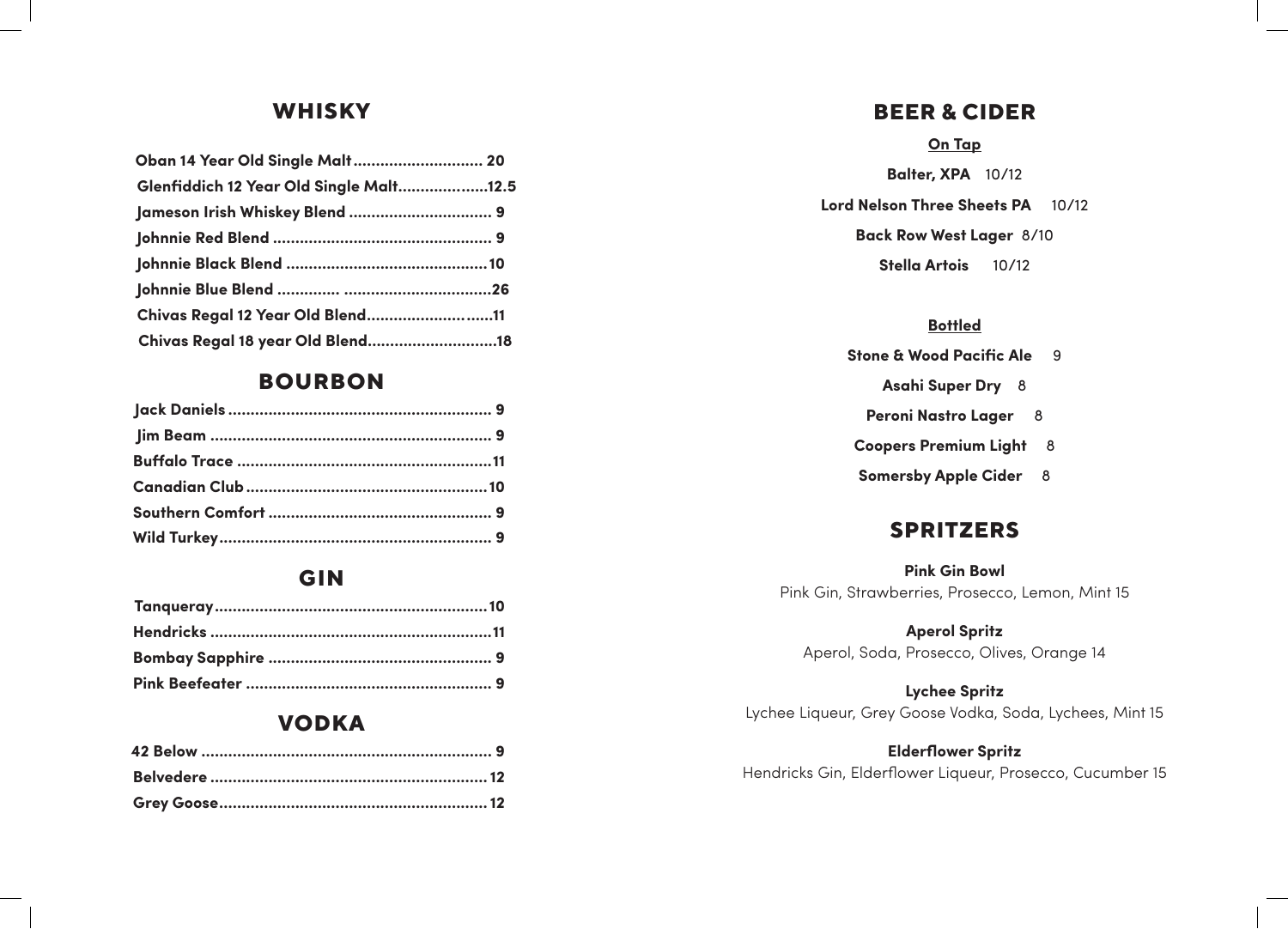## WHISKY

Oban 14 Year Old Single Malt............................ 20
Glenfiddich 12 Year Old Single Malt....................12.5
Jameson Irish Whiskey Blend ............................... 9
Johnnie Red Blend ................................................ 9
Johnnie Black Blend ............................................10
Johnnie Blue Blend .............. .................................26
Chivas Regal 12 Year Old Blend...........................11
Chivas Regal 18 year Old Blend............................18

## BOURBON

Jack Daniels .......................................................... 9
Jim Beam .............................................................. 9
Buffalo Trace ........................................................11
Canadian Club .....................................................10
Southern Comfort ................................................. 9
Wild Turkey............................................................ 9

## GIN

Tanqueray............................................................10
Hendricks .............................................................11
Bombay Sapphire ................................................. 9
Pink Beefeater ...................................................... 9

## VODKA

42 Below ................................................................ 9
Belvedere .............................................................12
Grey Goose...........................................................12

## BEER & CIDER

### On Tap

**Balter, XPA** 10/12

**Lord Nelson Three Sheets PA** 10/12

**Back Row West Lager** 8/10

**Stella Artois** 10/12

### Bottled

**Stone & Wood Pacific Ale** 9

**Asahi Super Dry** 8

**Peroni Nastro Lager** 8

**Coopers Premium Light** 8

**Somersby Apple Cider** 8

## SPRITZERS

**Pink Gin Bowl**
Pink Gin, Strawberries, Prosecco, Lemon, Mint 15

**Aperol Spritz**
Aperol, Soda, Prosecco, Olives, Orange 14

**Lychee Spritz**
Lychee Liqueur, Grey Goose Vodka, Soda, Lychees, Mint 15

**Elderflower Spritz**
Hendricks Gin, Elderflower Liqueur, Prosecco, Cucumber 15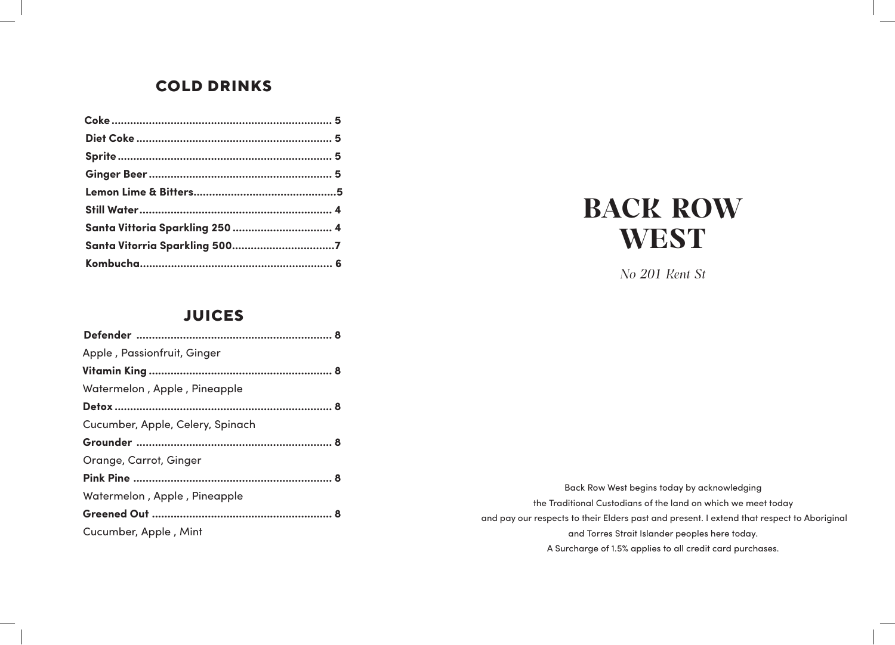## COLD DRINKS

**Coke** ...................................................................... 5
**Diet Coke** .............................................................. 5
**Sprite** .................................................................... 5
**Ginger Beer** .......................................................... 5
**Lemon Lime & Bitters**.............................................5
**Still Water** ............................................................. 4
**Santa Vittoria Sparkling 250** ................................ 4
**Santa Vitorria Sparkling 500**.................................7
**Kombucha**............................................................. 6

## JUICES

**Defender** .............................................................. 8
Apple , Passionfruit, Ginger
**Vitamin King** .......................................................... 8
Watermelon , Apple , Pineapple
**Detox** ..................................................................... 8
Cucumber, Apple, Celery, Spinach
**Grounder** .............................................................. 8
Orange, Carrot, Ginger
**Pink Pine** ............................................................... 8
Watermelon , Apple , Pineapple
**Greened Out** ......................................................... 8
Cucumber, Apple , Mint

# BACK ROW WEST

*No 201 Kent St*

Back Row West begins today by acknowledging the Traditional Custodians of the land on which we meet today and pay our respects to their Elders past and present. I extend that respect to Aboriginal and Torres Strait Islander peoples here today.

A Surcharge of 1.5% applies to all credit card purchases.